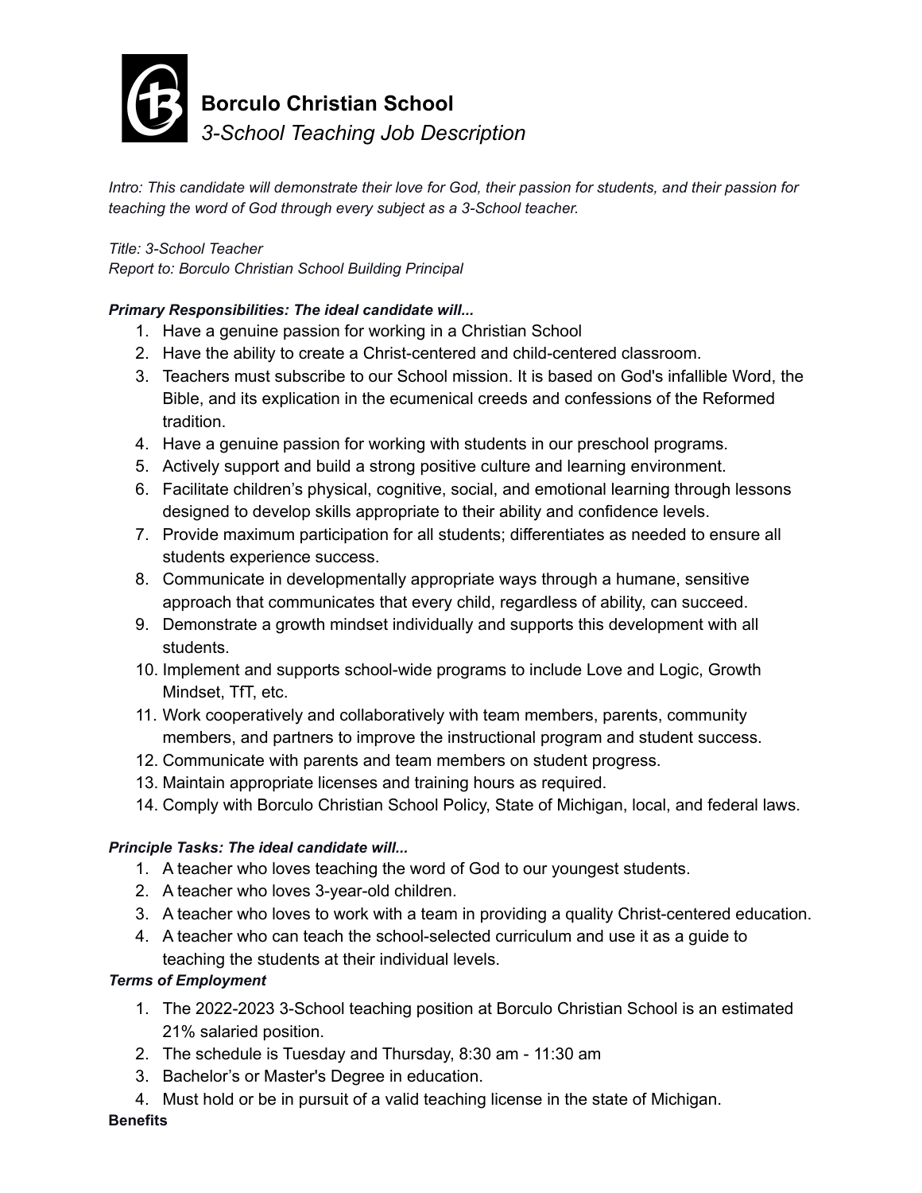# Borculo Christian School

*3-School Teaching Job Description*

*Intro: This candidate will demonstrate their love for God, their passion for students, and their passion for teaching the word of God through every subject as a 3-School teacher.*

*Title: 3-School Teacher*
*Report to: Borculo Christian School Building Principal*

***Primary Responsibilities: The ideal candidate will...***

1. Have a genuine passion for working in a Christian School
2. Have the ability to create a Christ-centered and child-centered classroom.
3. Teachers must subscribe to our School mission. It is based on God's infallible Word, the Bible, and its explication in the ecumenical creeds and confessions of the Reformed tradition.
4. Have a genuine passion for working with students in our preschool programs.
5. Actively support and build a strong positive culture and learning environment.
6. Facilitate children's physical, cognitive, social, and emotional learning through lessons designed to develop skills appropriate to their ability and confidence levels.
7. Provide maximum participation for all students; differentiates as needed to ensure all students experience success.
8. Communicate in developmentally appropriate ways through a humane, sensitive approach that communicates that every child, regardless of ability, can succeed.
9. Demonstrate a growth mindset individually and supports this development with all students.
10. Implement and supports school-wide programs to include Love and Logic, Growth Mindset, TfT, etc.
11. Work cooperatively and collaboratively with team members, parents, community members, and partners to improve the instructional program and student success.
12. Communicate with parents and team members on student progress.
13. Maintain appropriate licenses and training hours as required.
14. Comply with Borculo Christian School Policy, State of Michigan, local, and federal laws.

***Principle Tasks: The ideal candidate will...***

1. A teacher who loves teaching the word of God to our youngest students.
2. A teacher who loves 3-year-old children.
3. A teacher who loves to work with a team in providing a quality Christ-centered education.
4. A teacher who can teach the school-selected curriculum and use it as a guide to teaching the students at their individual levels.

***Terms of Employment***

1. The 2022-2023 3-School teaching position at Borculo Christian School is an estimated 21% salaried position.
2. The schedule is Tuesday and Thursday, 8:30 am - 11:30 am
3. Bachelor's or Master's Degree in education.
4. Must hold or be in pursuit of a valid teaching license in the state of Michigan.

**Benefits**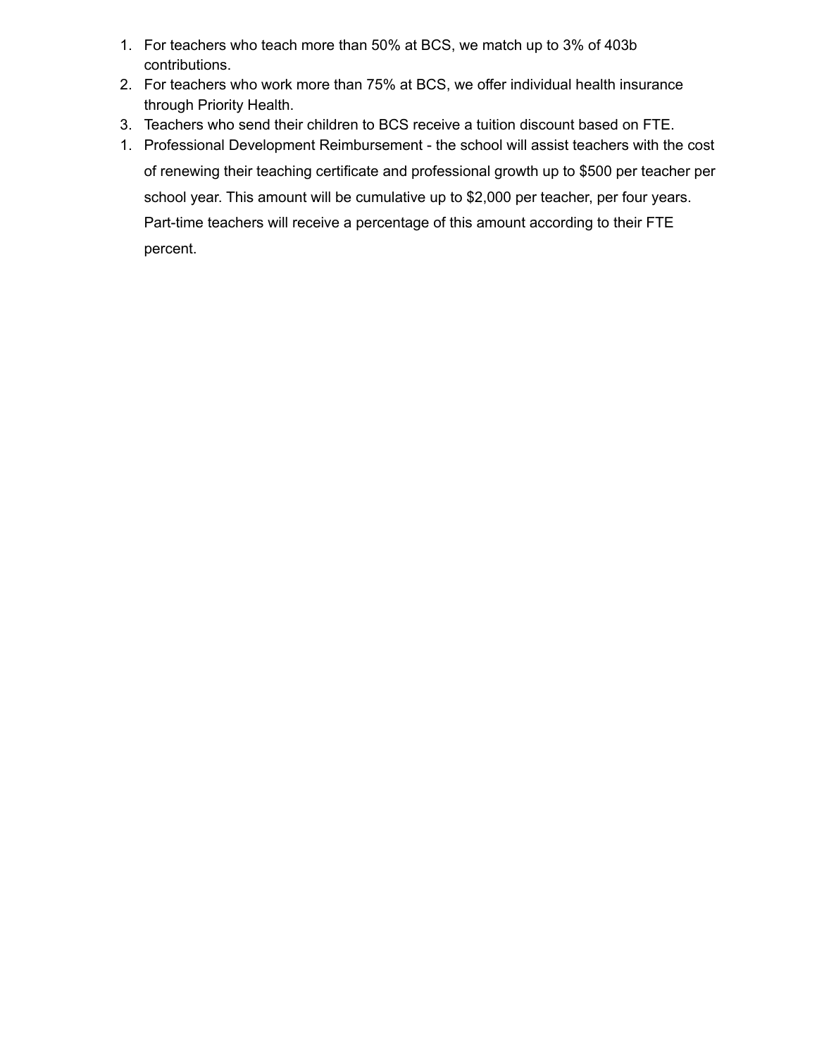1. For teachers who teach more than 50% at BCS, we match up to 3% of 403b contributions.
2. For teachers who work more than 75% at BCS, we offer individual health insurance through Priority Health.
3. Teachers who send their children to BCS receive a tuition discount based on FTE.

1. Professional Development Reimbursement - the school will assist teachers with the cost of renewing their teaching certificate and professional growth up to $500 per teacher per school year. This amount will be cumulative up to $2,000 per teacher, per four years. Part-time teachers will receive a percentage of this amount according to their FTE percent.